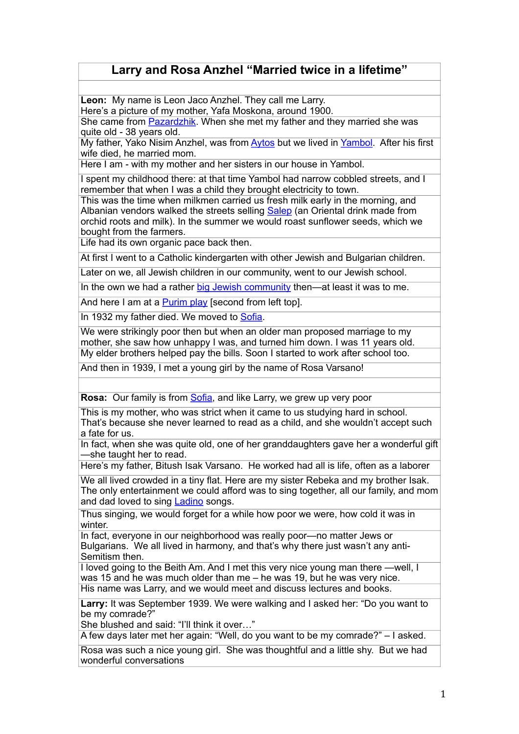# Larry and Rosa Anzhel "Married twice in a lifetime"

**Leon:** My name is Leon Jaco Anzhel. They call me Larry.
Here's a picture of my mother, Yafa Moskona, around 1900.

She came from Pazardzhik. When she met my father and they married she was quite old - 38 years old.

My father, Yako Nisim Anzhel, was from Aytos but we lived in Yambol. After his first wife died, he married mom.

Here I am - with my mother and her sisters in our house in Yambol.

I spent my childhood there: at that time Yambol had narrow cobbled streets, and I remember that when I was a child they brought electricity to town.

This was the time when milkmen carried us fresh milk early in the morning, and Albanian vendors walked the streets selling Salep (an Oriental drink made from orchid roots and milk). In the summer we would roast sunflower seeds, which we bought from the farmers.

Life had its own organic pace back then.

At first I went to a Catholic kindergarten with other Jewish and Bulgarian children.

Later on we, all Jewish children in our community, went to our Jewish school.

In the own we had a rather big Jewish community then—at least it was to me.

And here I am at a Purim play [second from left top].

In 1932 my father died. We moved to Sofia.

We were strikingly poor then but when an older man proposed marriage to my mother, she saw how unhappy I was, and turned him down. I was 11 years old.

My elder brothers helped pay the bills. Soon I started to work after school too.

And then in 1939, I met a young girl by the name of Rosa Varsano!

**Rosa:** Our family is from Sofia, and like Larry, we grew up very poor

This is my mother, who was strict when it came to us studying hard in school. That's because she never learned to read as a child, and she wouldn't accept such a fate for us.

In fact, when she was quite old, one of her granddaughters gave her a wonderful gift—she taught her to read.

Here's my father, Bitush Isak Varsano. He worked had all is life, often as a laborer

We all lived crowded in a tiny flat. Here are my sister Rebeka and my brother Isak. The only entertainment we could afford was to sing together, all our family, and mom and dad loved to sing Ladino songs.

Thus singing, we would forget for a while how poor we were, how cold it was in winter.

In fact, everyone in our neighborhood was really poor—no matter Jews or Bulgarians. We all lived in harmony, and that's why there just wasn't any anti-Semitism then.

I loved going to the Beith Am. And I met this very nice young man there —well, I was 15 and he was much older than me – he was 19, but he was very nice.

His name was Larry, and we would meet and discuss lectures and books.

**Larry:** It was September 1939. We were walking and I asked her: "Do you want to be my comrade?"
She blushed and said: "I'll think it over…"

A few days later met her again: "Well, do you want to be my comrade?" – I asked.

Rosa was such a nice young girl. She was thoughtful and a little shy. But we had wonderful conversations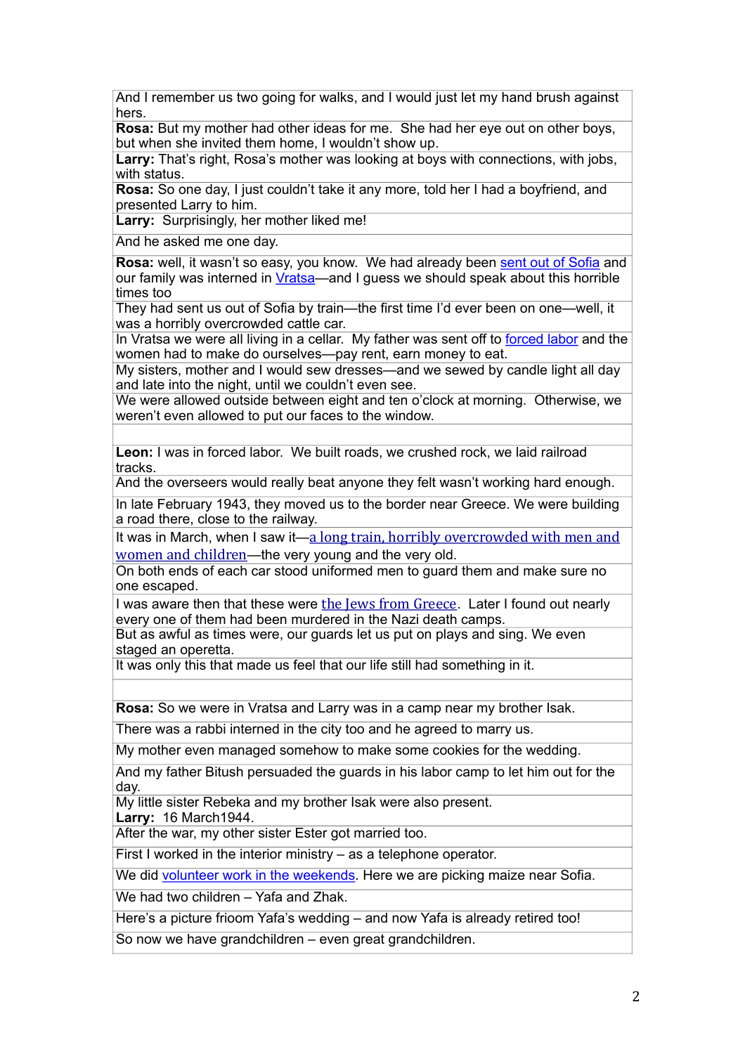|   |
|---|
| And I remember us two going for walks, and I would just let my hand brush against hers. |
| **Rosa:** But my mother had other ideas for me. She had her eye out on other boys, but when she invited them home, I wouldn't show up. |
| **Larry:** That's right, Rosa's mother was looking at boys with connections, with jobs, with status. |
| **Rosa:** So one day, I just couldn't take it any more, told her I had a boyfriend, and presented Larry to him. |
| **Larry:** Surprisingly, her mother liked me! |
| And he asked me one day. |
| **Rosa:** well, it wasn't so easy, you know. We had already been sent out of Sofia and our family was interned in Vratsa—and I guess we should speak about this horrible times too |
| They had sent us out of Sofia by train—the first time I'd ever been on one—well, it was a horribly overcrowded cattle car. |
| In Vratsa we were all living in a cellar. My father was sent off to forced labor and the women had to make do ourselves—pay rent, earn money to eat. |
| My sisters, mother and I would sew dresses—and we sewed by candle light all day and late into the night, until we couldn't even see. |
| We were allowed outside between eight and ten o'clock at morning. Otherwise, we weren't even allowed to put our faces to the window. |
|   |
| **Leon:** I was in forced labor. We built roads, we crushed rock, we laid railroad tracks. |
| And the overseers would really beat anyone they felt wasn't working hard enough. |
| In late February 1943, they moved us to the border near Greece. We were building a road there, close to the railway. |
| It was in March, when I saw it—a long train, horribly overcrowded with men and women and children—the very young and the very old. |
| On both ends of each car stood uniformed men to guard them and make sure no one escaped. |
| I was aware then that these were the Jews from Greece. Later I found out nearly every one of them had been murdered in the Nazi death camps. |
| But as awful as times were, our guards let us put on plays and sing. We even staged an operetta. |
| It was only this that made us feel that our life still had something in it. |
|   |
| **Rosa:** So we were in Vratsa and Larry was in a camp near my brother Isak. |
| There was a rabbi interned in the city too and he agreed to marry us. |
| My mother even managed somehow to make some cookies for the wedding. |
| And my father Bitush persuaded the guards in his labor camp to let him out for the day. |
| My little sister Rebeka and my brother Isak were also present. **Larry:** 16 March1944. |
| After the war, my other sister Ester got married too. |
| First I worked in the interior ministry – as a telephone operator. |
| We did volunteer work in the weekends. Here we are picking maize near Sofia. |
| We had two children – Yafa and Zhak. |
| Here's a picture frioom Yafa's wedding – and now Yafa is already retired too! |
| So now we have grandchildren – even great grandchildren. |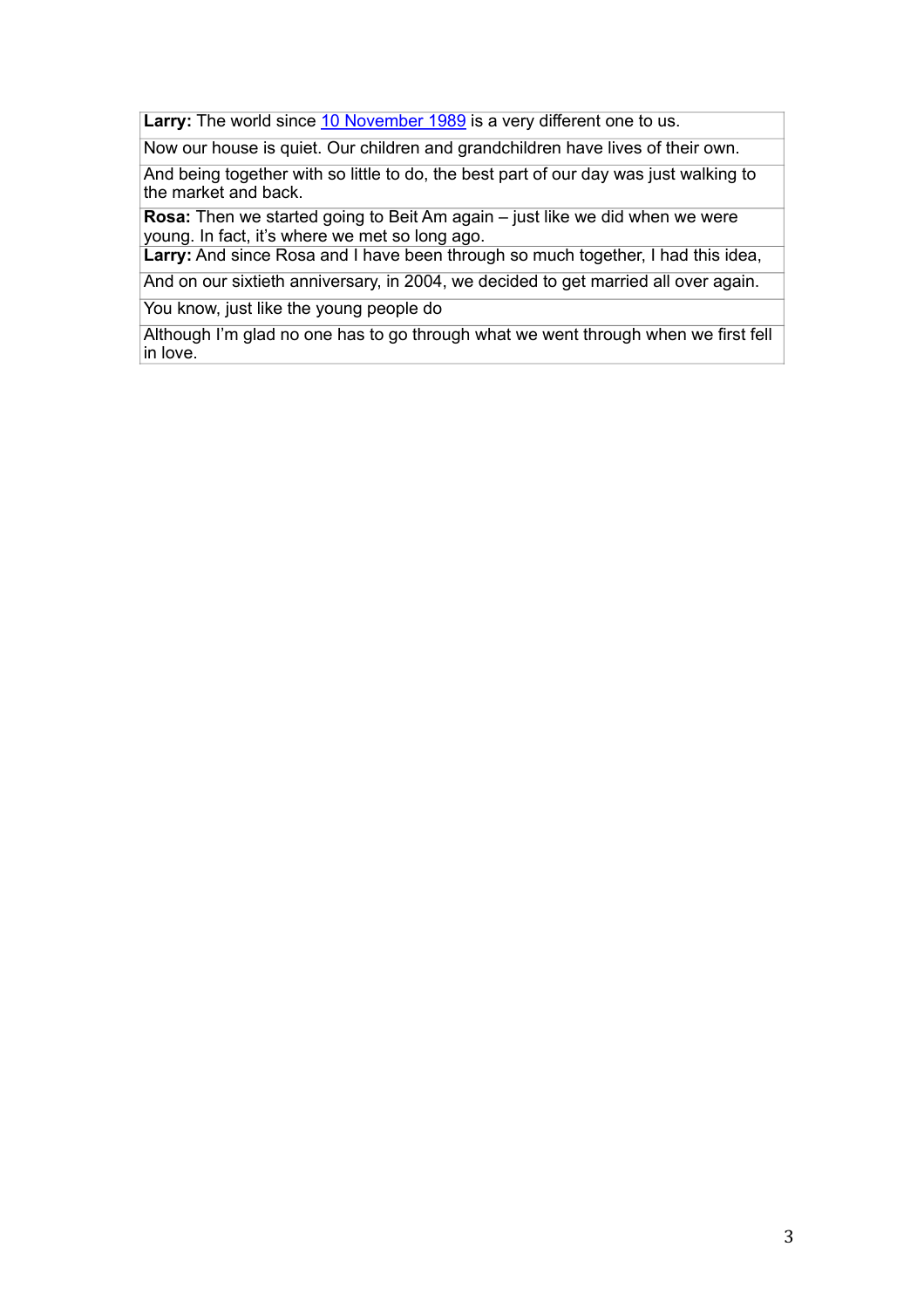| |
|---|
| **Larry:** The world since 10 November 1989 is a very different one to us. |
| Now our house is quiet. Our children and grandchildren have lives of their own. |
| And being together with so little to do, the best part of our day was just walking to the market and back. |
| **Rosa:** Then we started going to Beit Am again – just like we did when we were young. In fact, it's where we met so long ago. |
| **Larry:** And since Rosa and I have been through so much together, I had this idea, |
| And on our sixtieth anniversary, in 2004, we decided to get married all over again. |
| You know, just like the young people do |
| Although I'm glad no one has to go through what we went through when we first fell in love. |